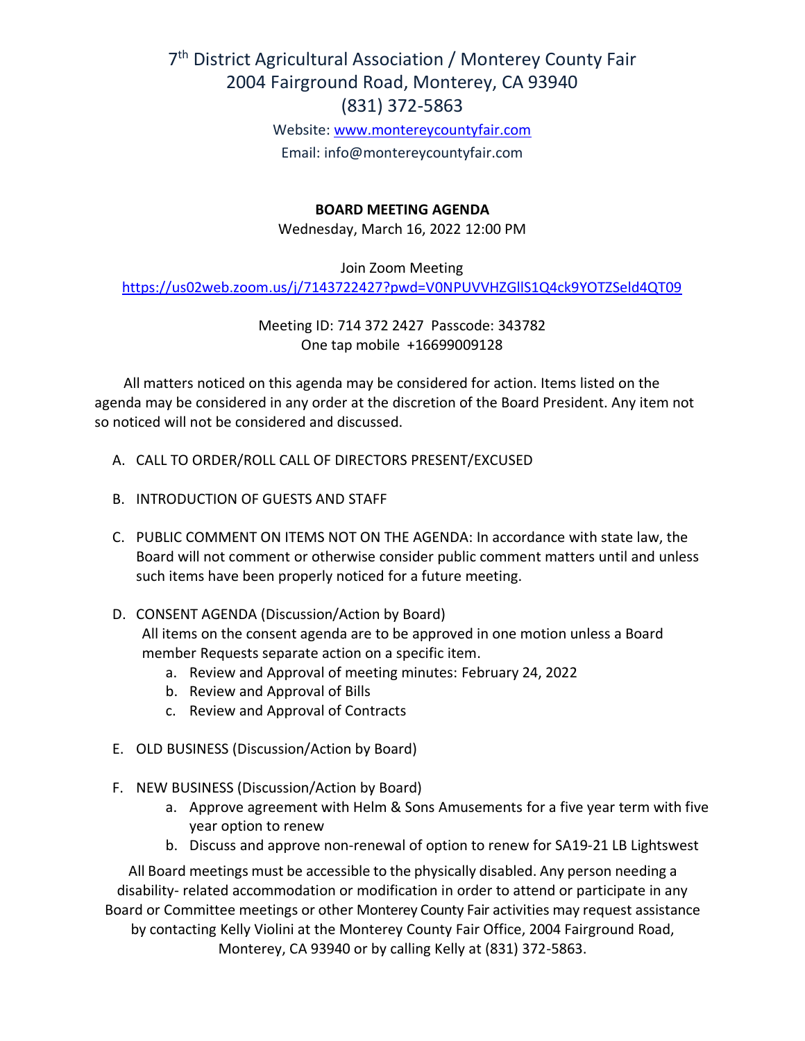# 7th District Agricultural Association / Monterey County Fair
## 2004 Fairground Road, Monterey, CA 93940
## (831) 372-5863

Website: [www.montereycountyfair.com](http://www.montereycountyfair.com)

Email: info@montereycountyfair.com

**BOARD MEETING AGENDA**

Wednesday, March 16, 2022 12:00 PM

Join Zoom Meeting

https://us02web.zoom.us/j/7143722427?pwd=V0NPUVVHZGllS1Q4ck9YOTZSeld4QT09

Meeting ID: 714 372 2427 Passcode: 343782

One tap mobile +16699009128

All matters noticed on this agenda may be considered for action. Items listed on the agenda may be considered in any order at the discretion of the Board President. Any item not so noticed will not be considered and discussed.

A. CALL TO ORDER/ROLL CALL OF DIRECTORS PRESENT/EXCUSED

B. INTRODUCTION OF GUESTS AND STAFF

C. PUBLIC COMMENT ON ITEMS NOT ON THE AGENDA: In accordance with state law, the Board will not comment or otherwise consider public comment matters until and unless such items have been properly noticed for a future meeting.

D. CONSENT AGENDA (Discussion/Action by Board)
   All items on the consent agenda are to be approved in one motion unless a Board member Requests separate action on a specific item.
   a. Review and Approval of meeting minutes: February 24, 2022
   b. Review and Approval of Bills
   c. Review and Approval of Contracts

E. OLD BUSINESS (Discussion/Action by Board)

F. NEW BUSINESS (Discussion/Action by Board)
   a. Approve agreement with Helm & Sons Amusements for a five year term with five year option to renew
   b. Discuss and approve non-renewal of option to renew for SA19-21 LB Lightswest

All Board meetings must be accessible to the physically disabled. Any person needing a disability- related accommodation or modification in order to attend or participate in any Board or Committee meetings or other Monterey County Fair activities may request assistance by contacting Kelly Violini at the Monterey County Fair Office, 2004 Fairground Road, Monterey, CA 93940 or by calling Kelly at (831) 372-5863.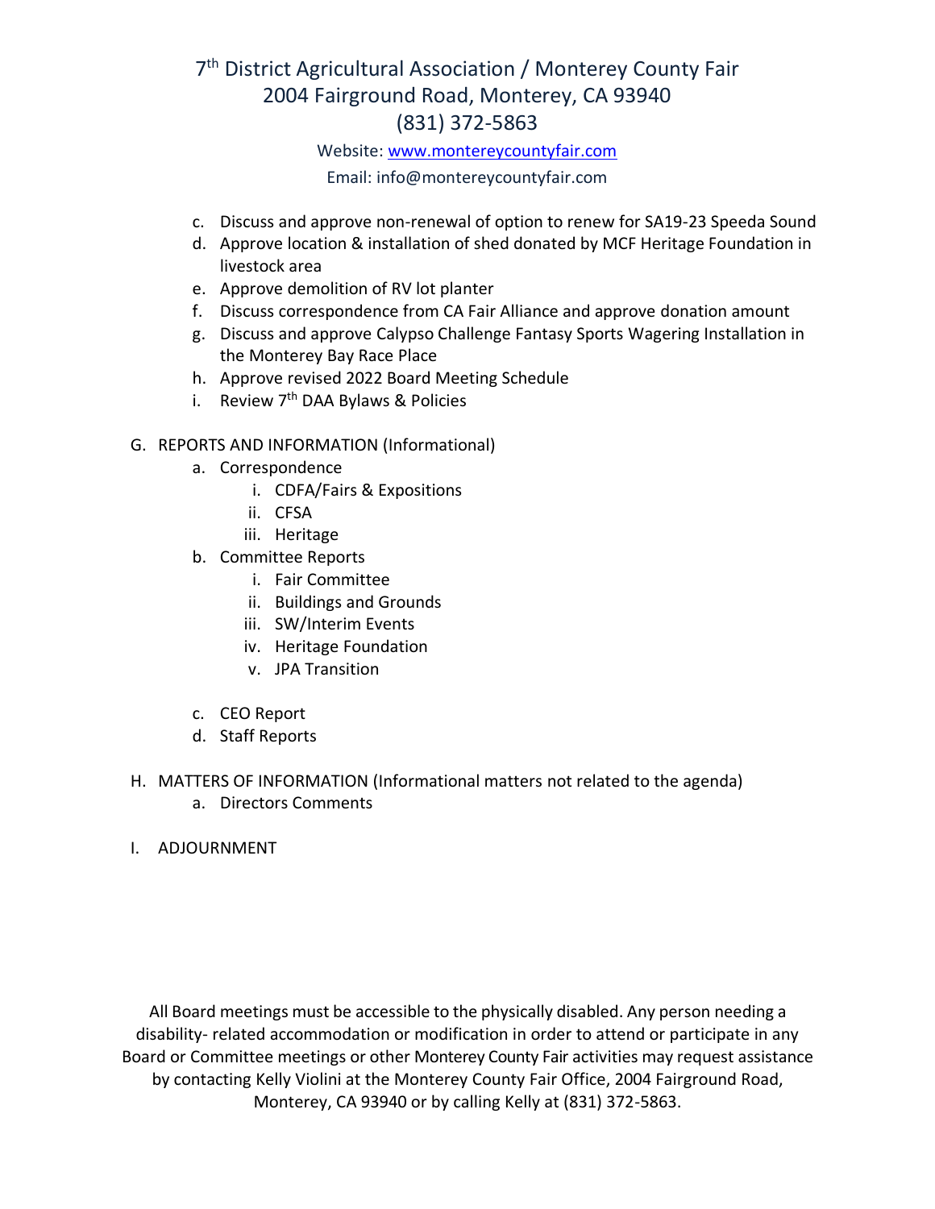# 7th District Agricultural Association / Monterey County Fair

2004 Fairground Road, Monterey, CA 93940

(831) 372-5863

Website: www.montereycountyfair.com

Email: info@montereycountyfair.com

c. Discuss and approve non-renewal of option to renew for SA19-23 Speeda Sound
d. Approve location & installation of shed donated by MCF Heritage Foundation in livestock area
e. Approve demolition of RV lot planter
f. Discuss correspondence from CA Fair Alliance and approve donation amount
g. Discuss and approve Calypso Challenge Fantasy Sports Wagering Installation in the Monterey Bay Race Place
h. Approve revised 2022 Board Meeting Schedule
i. Review 7th DAA Bylaws & Policies

G. REPORTS AND INFORMATION (Informational)

a. Correspondence
   i. CDFA/Fairs & Expositions
   ii. CFSA
   iii. Heritage
b. Committee Reports
   i. Fair Committee
   ii. Buildings and Grounds
   iii. SW/Interim Events
   iv. Heritage Foundation
   v. JPA Transition
c. CEO Report
d. Staff Reports

H. MATTERS OF INFORMATION (Informational matters not related to the agenda)

a. Directors Comments

I. ADJOURNMENT

All Board meetings must be accessible to the physically disabled. Any person needing a disability- related accommodation or modification in order to attend or participate in any Board or Committee meetings or other Monterey County Fair activities may request assistance by contacting Kelly Violini at the Monterey County Fair Office, 2004 Fairground Road, Monterey, CA 93940 or by calling Kelly at (831) 372-5863.